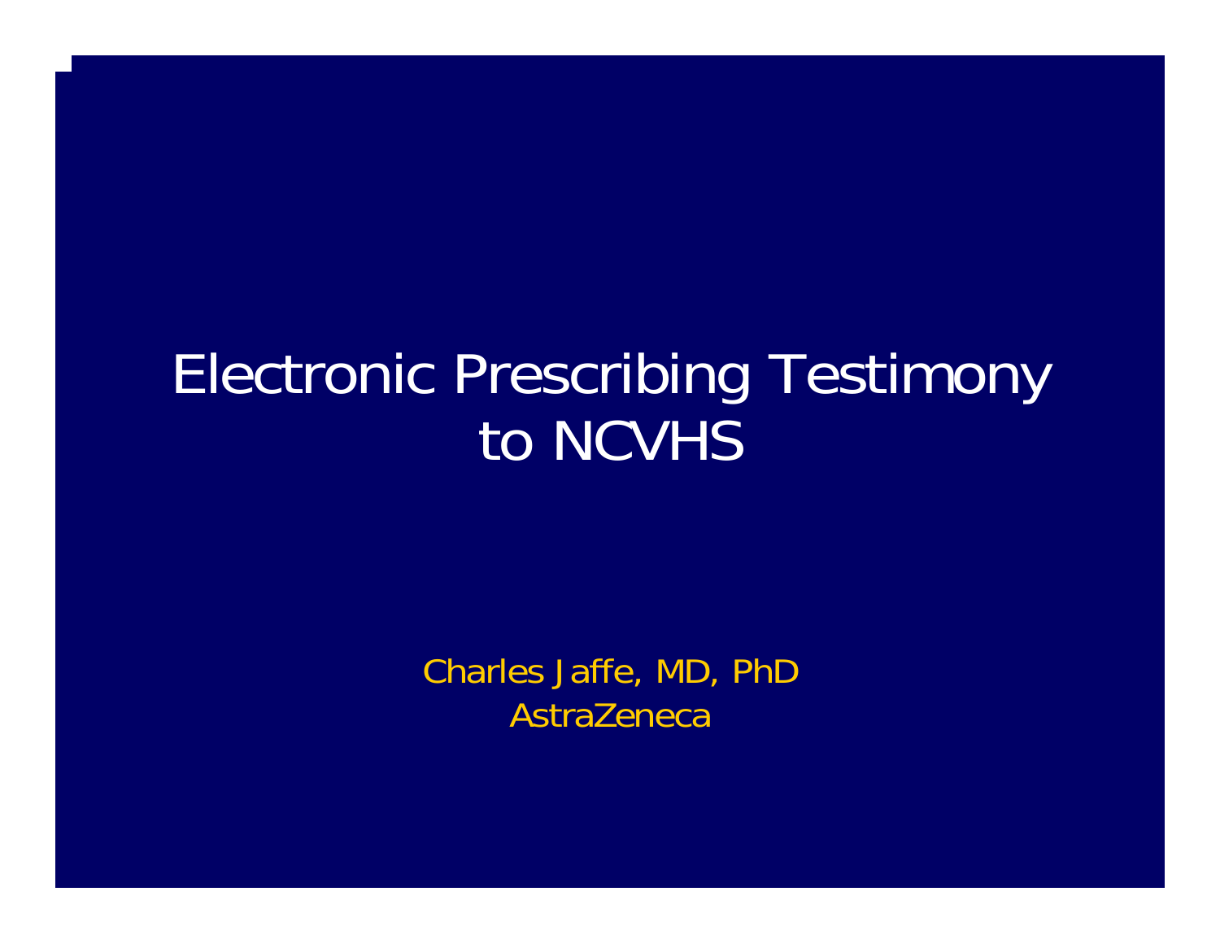# Electronic Prescribing Testimony to NCVHS

Charles Jaffe, MD, PhD
AstraZeneca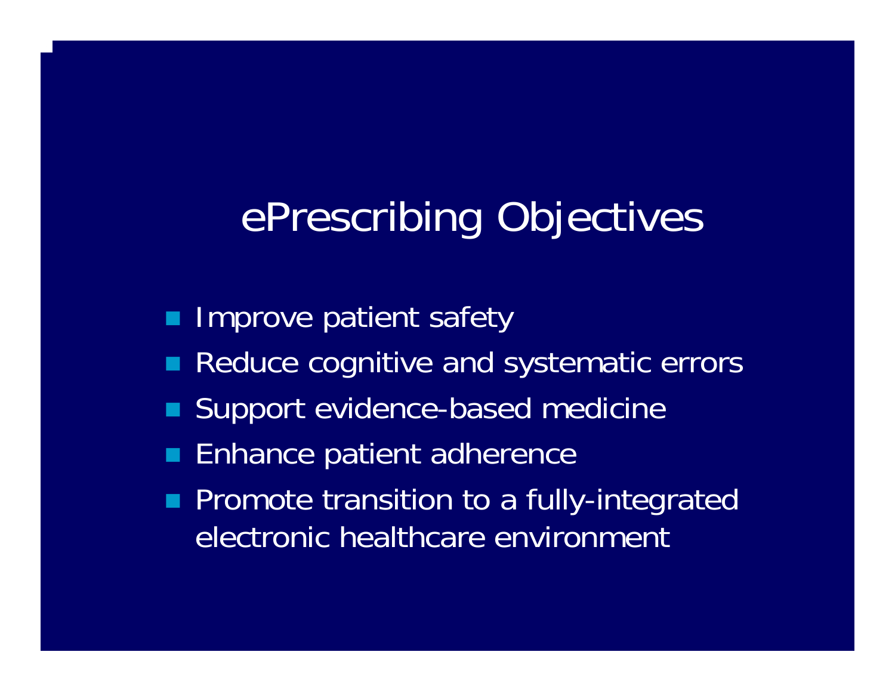# ePrescribing Objectives

- Improve patient safety
- Reduce cognitive and systematic errors
- Support evidence-based medicine
- Enhance patient adherence
- Promote transition to a fully-integrated electronic healthcare environment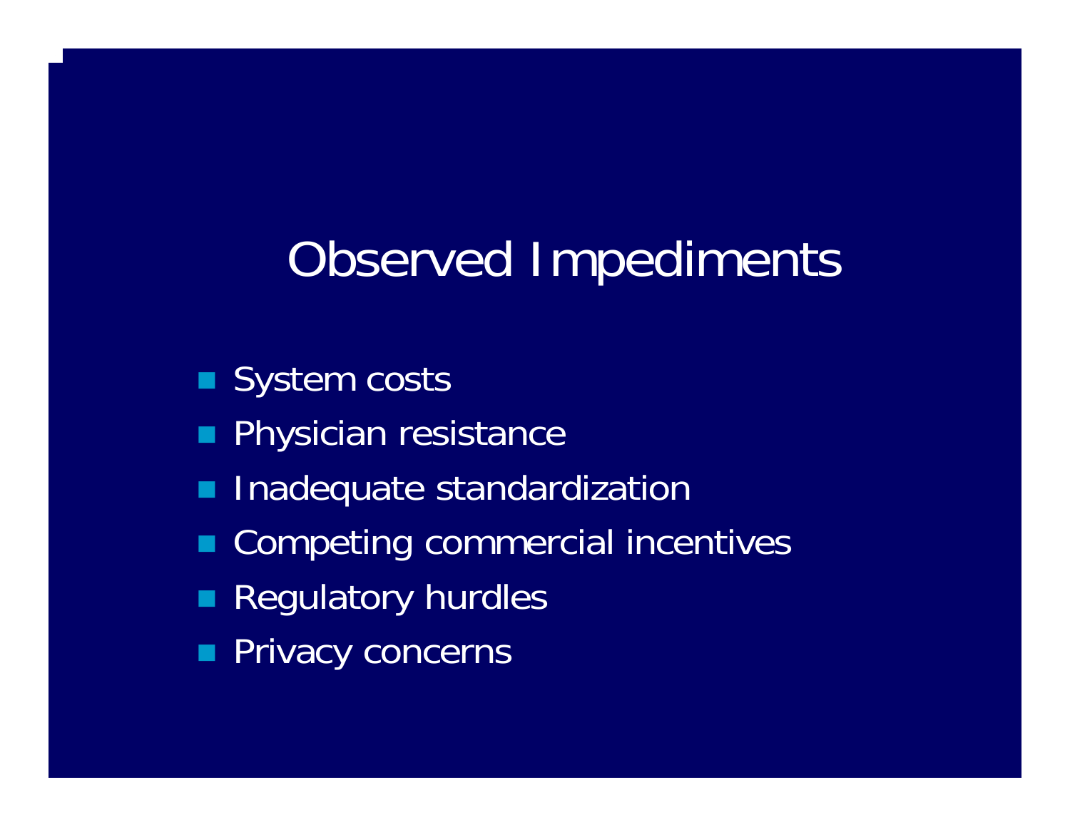# Observed Impediments

- System costs
- Physician resistance
- Inadequate standardization
- Competing commercial incentives
- Regulatory hurdles
- Privacy concerns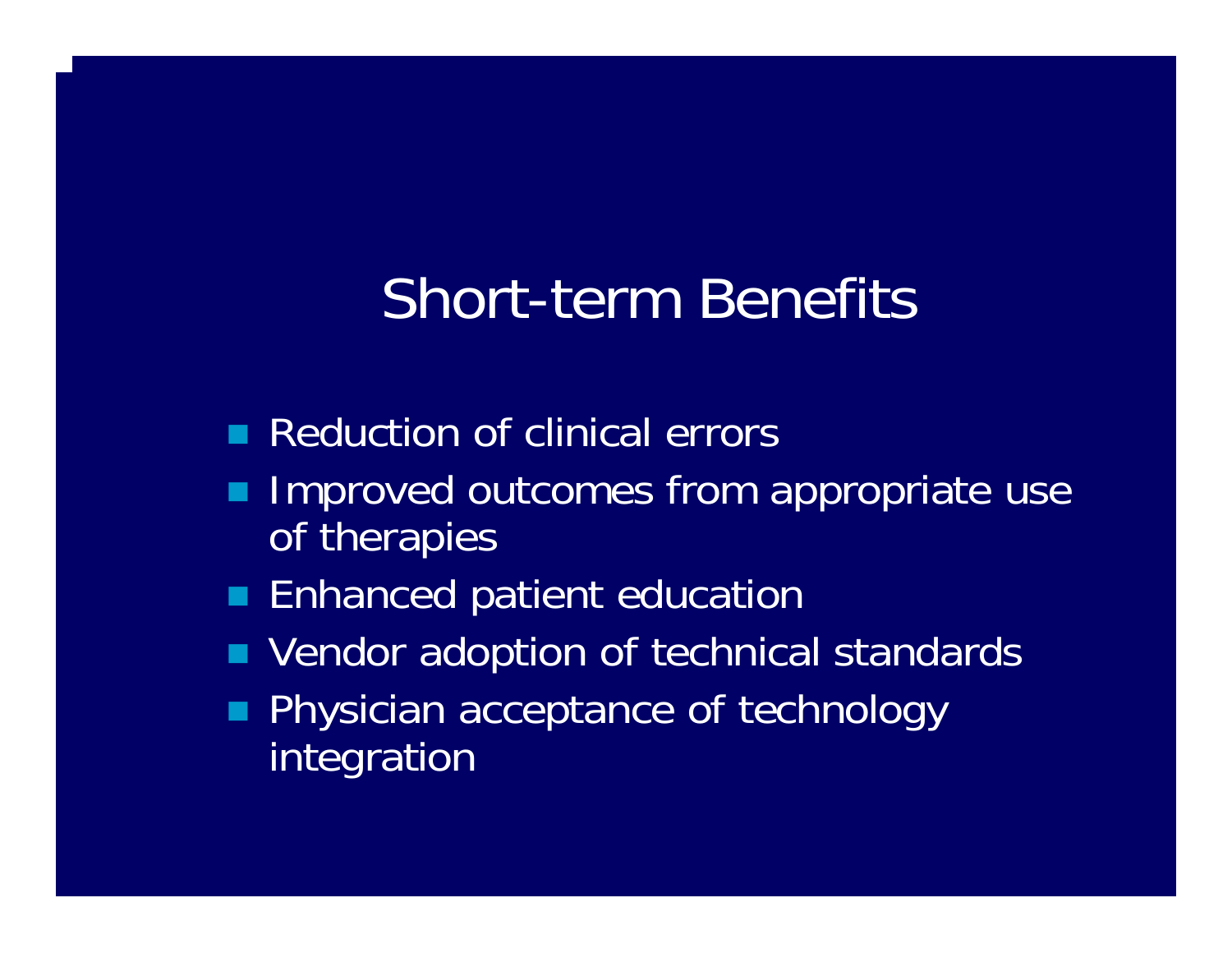# Short-term Benefits

- Reduction of clinical errors
- Improved outcomes from appropriate use of therapies
- Enhanced patient education
- Vendor adoption of technical standards
- Physician acceptance of technology integration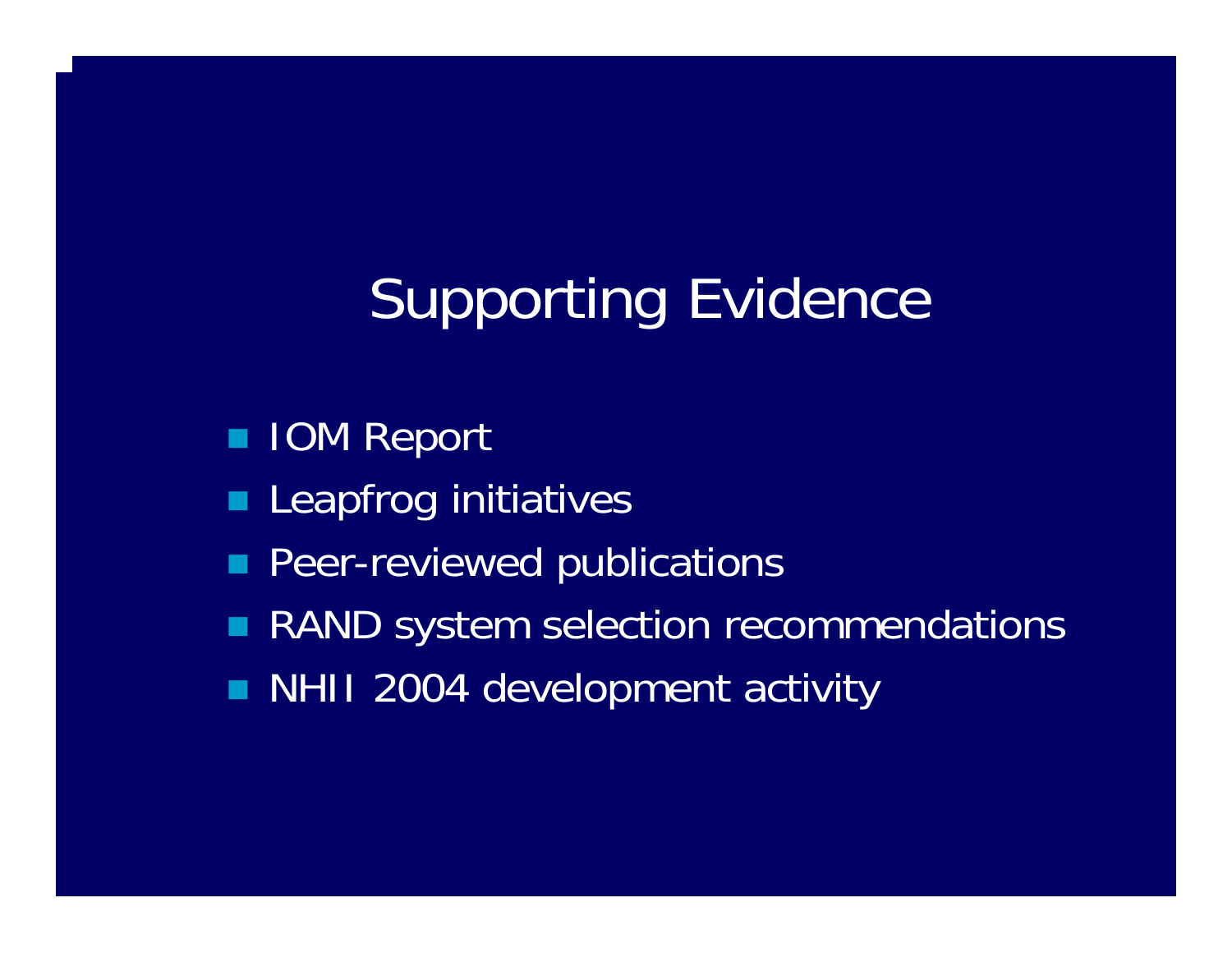# Supporting Evidence

- IOM Report
- Leapfrog initiatives
- Peer-reviewed publications
- RAND system selection recommendations
- NHII 2004 development activity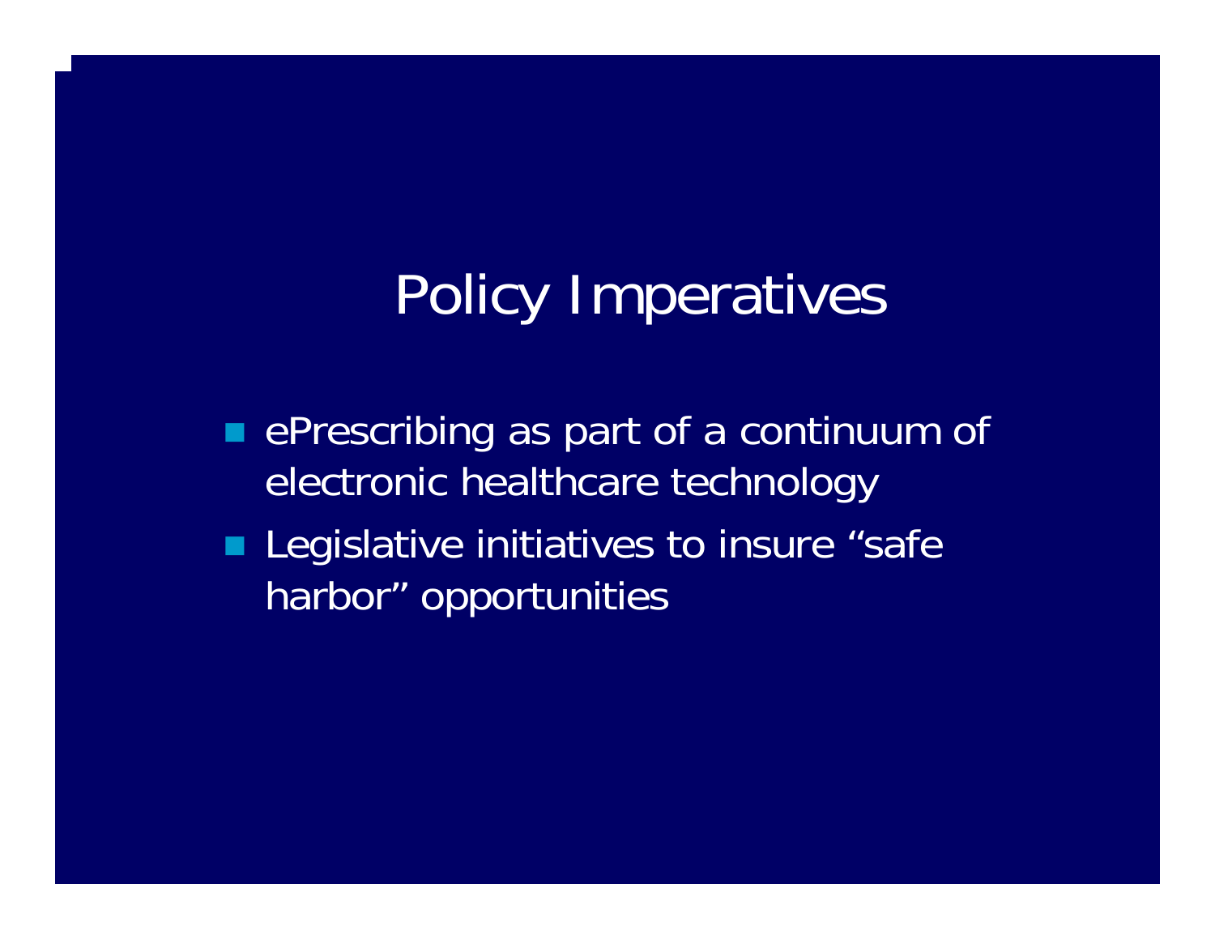# Policy Imperatives

- ePrescribing as part of a continuum of electronic healthcare technology
- Legislative initiatives to insure “safe harbor” opportunities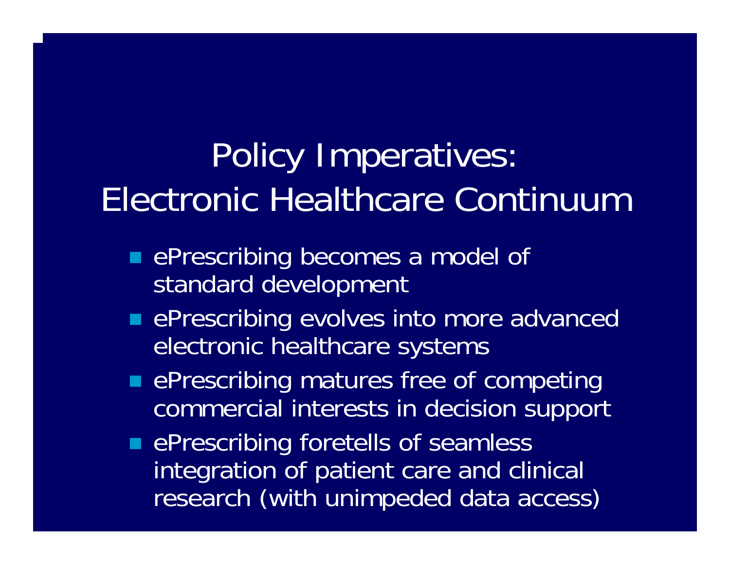# Policy Imperatives: Electronic Healthcare Continuum

- ePrescribing becomes a model of standard development
- ePrescribing evolves into more advanced electronic healthcare systems
- ePrescribing matures free of competing commercial interests in decision support
- ePrescribing foretells of seamless integration of patient care and clinical research (with unimpeded data access)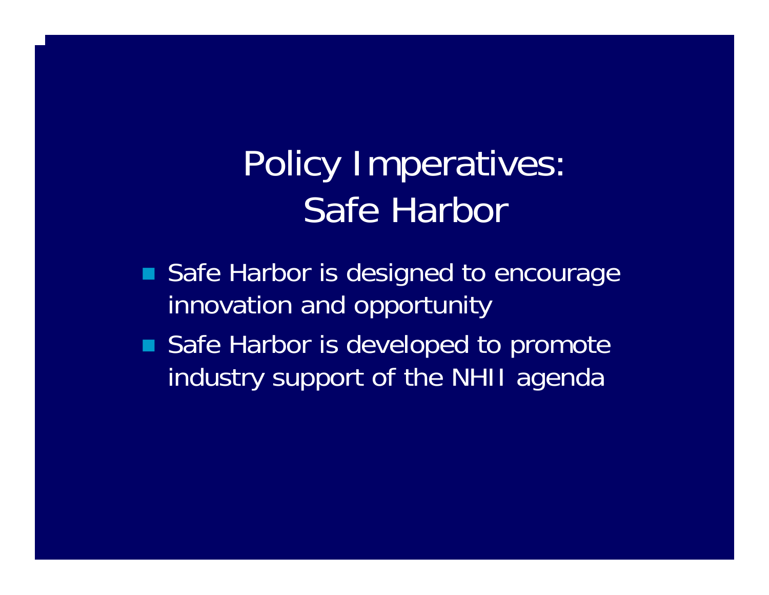# Policy Imperatives: Safe Harbor

- Safe Harbor is designed to encourage innovation and opportunity
- Safe Harbor is developed to promote industry support of the NHII agenda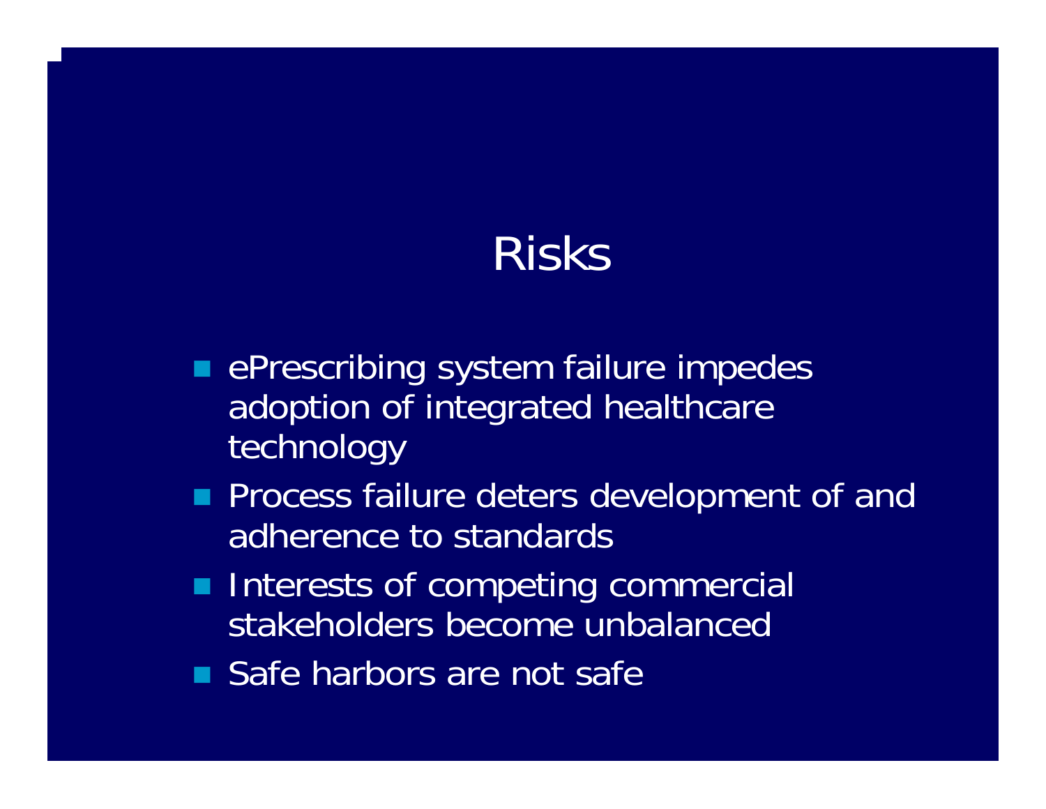# Risks

- ePrescribing system failure impedes adoption of integrated healthcare technology
- Process failure deters development of and adherence to standards
- Interests of competing commercial stakeholders become unbalanced
- Safe harbors are not safe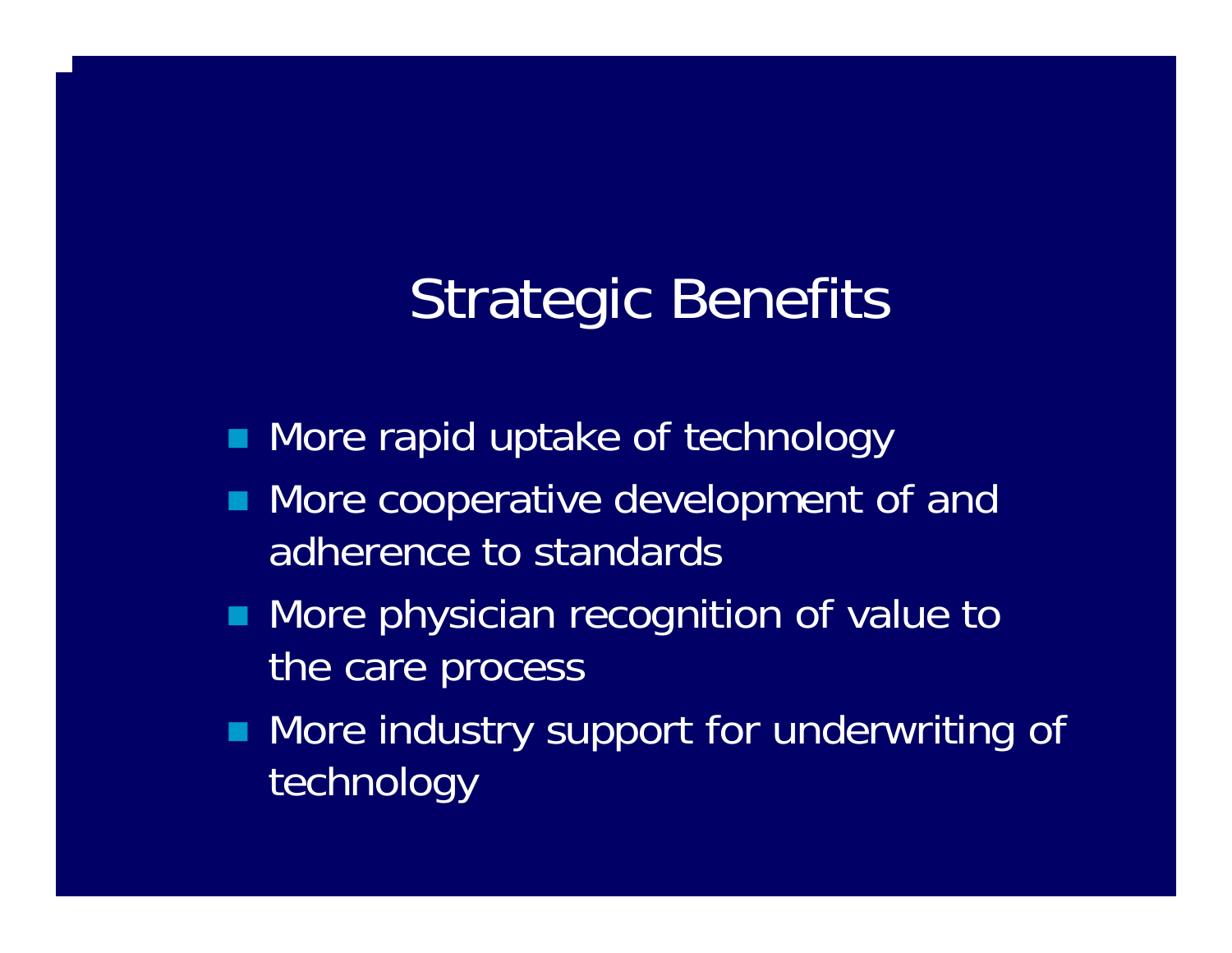# Strategic Benefits

- More rapid uptake of technology
- More cooperative development of and adherence to standards
- More physician recognition of value to the care process
- More industry support for underwriting of technology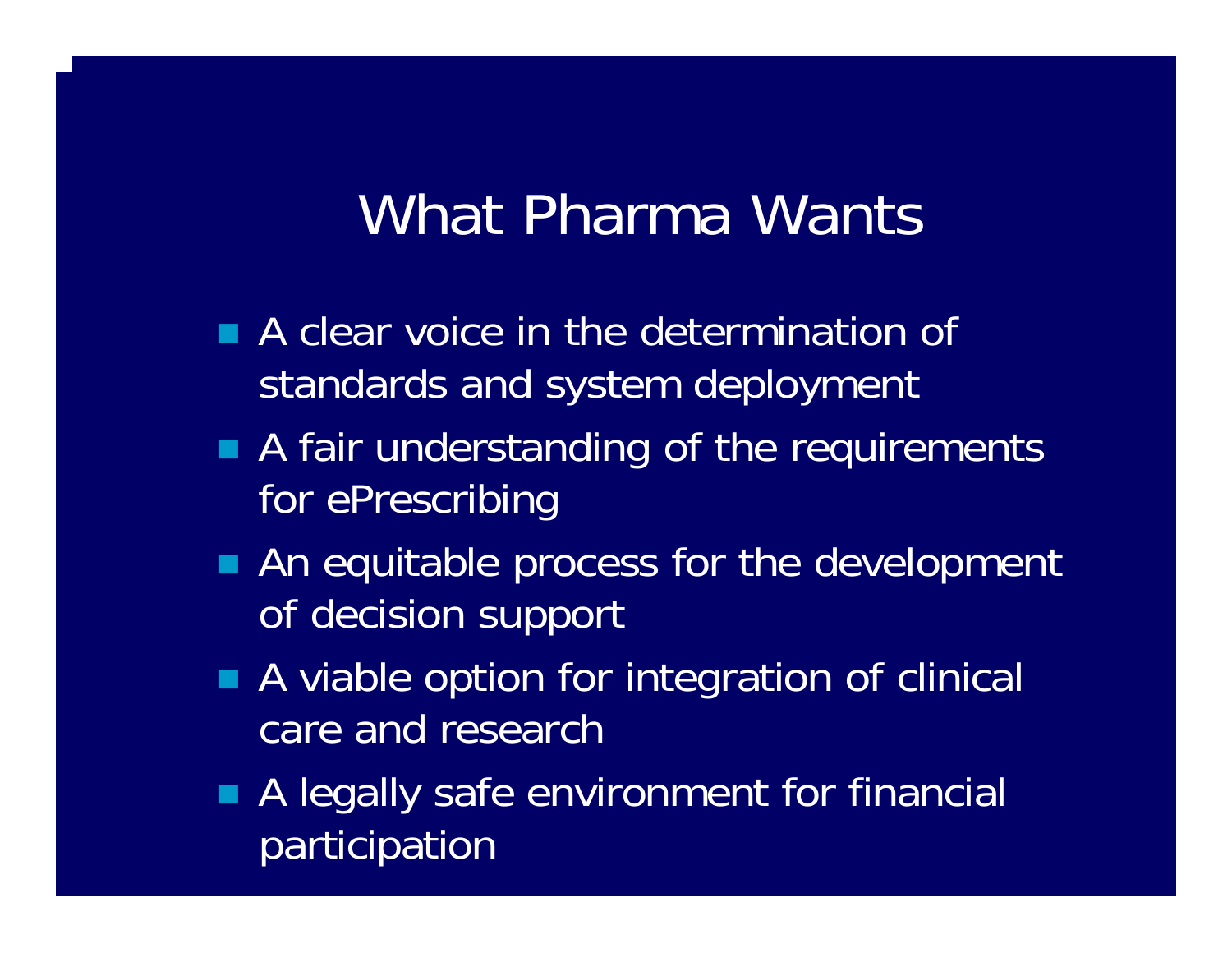# What Pharma Wants

- A clear voice in the determination of standards and system deployment
- A fair understanding of the requirements for ePrescribing
- An equitable process for the development of decision support
- A viable option for integration of clinical care and research
- A legally safe environment for financial participation